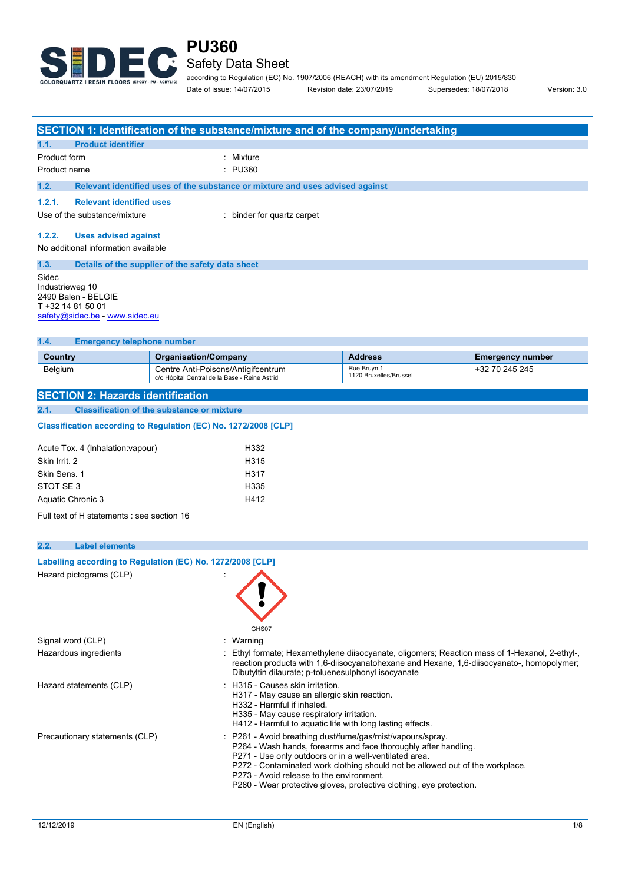# PU360

## Safety Data Sheet

according to Regulation (EC) No. 1907/2006 (REACH) with its amendment Regulation (EU) 2015/830

Date of issue: 14/07/2015 Revision date: 23/07/2019 Supersedes: 18/07/2018 Version: 3.0

## SECTION 1: Identification of the substance/mixture and of the company/undertaking

### 1.1. Product identifier

Product form : Mixture

Product name : PU360

### 1.2. Relevant identified uses of the substance or mixture and uses advised against

#### 1.2.1. Relevant identified uses

Use of the substance/mixture : binder for quartz carpet

#### 1.2.2. Uses advised against

No additional information available

### 1.3. Details of the supplier of the safety data sheet

Sidec
Industrieweg 10
2490 Balen - BELGIE
T +32 14 81 50 01
safety@sidec.be - www.sidec.eu

### 1.4. Emergency telephone number

| Country | Organisation/Company | Address | Emergency number |
|---|---|---|---|
| Belgium | Centre Anti-Poisons/Antigifcentrum<br>c/o Hôpital Central de la Base - Reine Astrid | Rue Bruyn 1<br>1120 Bruxelles/Brussel | +32 70 245 245 |

## SECTION 2: Hazards identification

### 2.1. Classification of the substance or mixture

#### Classification according to Regulation (EC) No. 1272/2008 [CLP]

| | |
|---|---|
| Acute Tox. 4 (Inhalation:vapour) | H332 |
| Skin Irrit. 2 | H315 |
| Skin Sens. 1 | H317 |
| STOT SE 3 | H335 |
| Aquatic Chronic 3 | H412 |

Full text of H statements : see section 16

### 2.2. Label elements

#### Labelling according to Regulation (EC) No. 1272/2008 [CLP]

Hazard pictograms (CLP) :

GHS07

Signal word (CLP) : Warning

Hazardous ingredients : Ethyl formate; Hexamethylene diisocyanate, oligomers; Reaction mass of 1-Hexanol, 2-ethyl-, reaction products with 1,6-diisocyanatohexane and Hexane, 1,6-diisocyanato-, homopolymer; Dibutyltin dilaurate; p-toluenesulphonyl isocyanate

Hazard statements (CLP) :
- H315 - Causes skin irritation.
- H317 - May cause an allergic skin reaction.
- H332 - Harmful if inhaled.
- H335 - May cause respiratory irritation.
- H412 - Harmful to aquatic life with long lasting effects.

Precautionary statements (CLP) :
- P261 - Avoid breathing dust/fume/gas/mist/vapours/spray.
- P264 - Wash hands, forearms and face thoroughly after handling.
- P271 - Use only outdoors or in a well-ventilated area.
- P272 - Contaminated work clothing should not be allowed out of the workplace.
- P273 - Avoid release to the environment.
- P280 - Wear protective gloves, protective clothing, eye protection.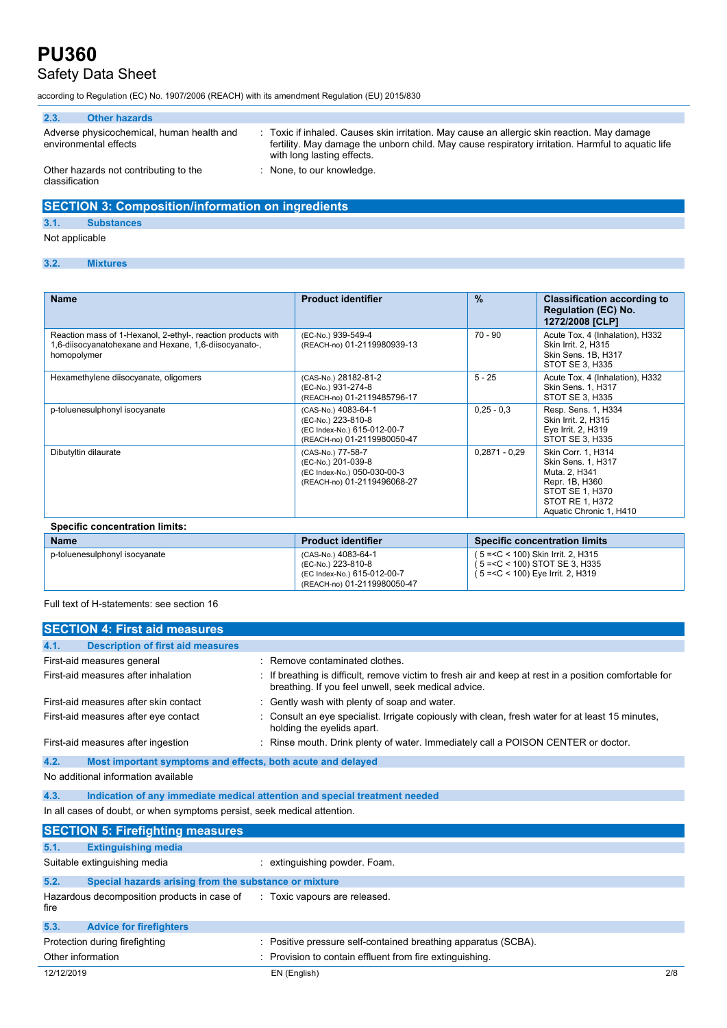### 2.3. Other hazards

Adverse physicochemical, human health and environmental effects : Toxic if inhaled. Causes skin irritation. May cause an allergic skin reaction. May damage fertility. May damage the unborn child. May cause respiratory irritation. Harmful to aquatic life with long lasting effects.

Other hazards not contributing to the classification : None, to our knowledge.

## SECTION 3: Composition/information on ingredients

### 3.1. Substances

Not applicable

### 3.2. Mixtures

| Name | Product identifier | % | Classification according to Regulation (EC) No. 1272/2008 [CLP] |
|---|---|---|---|
| Reaction mass of 1-Hexanol, 2-ethyl-, reaction products with 1,6-diisocyanatohexane and Hexane, 1,6-diisocyanato-, homopolymer | (EC-No.) 939-549-4<br>(REACH-no) 01-2119980939-13 | 70 - 90 | Acute Tox. 4 (Inhalation), H332<br>Skin Irrit. 2, H315<br>Skin Sens. 1B, H317<br>STOT SE 3, H335 |
| Hexamethylene diisocyanate, oligomers | (CAS-No.) 28182-81-2<br>(EC-No.) 931-274-8<br>(REACH-no) 01-2119485796-17 | 5 - 25 | Acute Tox. 4 (Inhalation), H332<br>Skin Sens. 1, H317<br>STOT SE 3, H335 |
| p-toluenesulphonyl isocyanate | (CAS-No.) 4083-64-1<br>(EC-No.) 223-810-8<br>(EC Index-No.) 615-012-00-7<br>(REACH-no) 01-2119980050-47 | 0,25 - 0,3 | Resp. Sens. 1, H334<br>Skin Irrit. 2, H315<br>Eye Irrit. 2, H319<br>STOT SE 3, H335 |
| Dibutyltin dilaurate | (CAS-No.) 77-58-7<br>(EC-No.) 201-039-8<br>(EC Index-No.) 050-030-00-3<br>(REACH-no) 01-2119496068-27 | 0,2871 - 0,29 | Skin Corr. 1, H314<br>Skin Sens. 1, H317<br>Muta. 2, H341<br>Repr. 1B, H360<br>STOT SE 1, H370<br>STOT RE 1, H372<br>Aquatic Chronic 1, H410 |

**Specific concentration limits:**

| Name | Product identifier | Specific concentration limits |
|---|---|---|
| p-toluenesulphonyl isocyanate | (CAS-No.) 4083-64-1<br>(EC-No.) 223-810-8<br>(EC Index-No.) 615-012-00-7<br>(REACH-no) 01-2119980050-47 | ( 5 =<C < 100) Skin Irrit. 2, H315<br>( 5 =<C < 100) STOT SE 3, H335<br>( 5 =<C < 100) Eye Irrit. 2, H319 |

Full text of H-statements: see section 16

## SECTION 4: First aid measures

### 4.1. Description of first aid measures

First-aid measures general : Remove contaminated clothes.

First-aid measures after inhalation : If breathing is difficult, remove victim to fresh air and keep at rest in a position comfortable for breathing. If you feel unwell, seek medical advice.

First-aid measures after skin contact : Gently wash with plenty of soap and water.

First-aid measures after eye contact : Consult an eye specialist. Irrigate copiously with clean, fresh water for at least 15 minutes, holding the eyelids apart.

First-aid measures after ingestion : Rinse mouth. Drink plenty of water. Immediately call a POISON CENTER or doctor.

### 4.2. Most important symptoms and effects, both acute and delayed

No additional information available

### 4.3. Indication of any immediate medical attention and special treatment needed

In all cases of doubt, or when symptoms persist, seek medical attention.

## SECTION 5: Firefighting measures

### 5.1. Extinguishing media

Suitable extinguishing media : extinguishing powder. Foam.

### 5.2. Special hazards arising from the substance or mixture

Hazardous decomposition products in case of fire : Toxic vapours are released.

### 5.3. Advice for firefighters

Protection during firefighting : Positive pressure self-contained breathing apparatus (SCBA).

Other information : Provision to contain effluent from fire extinguishing.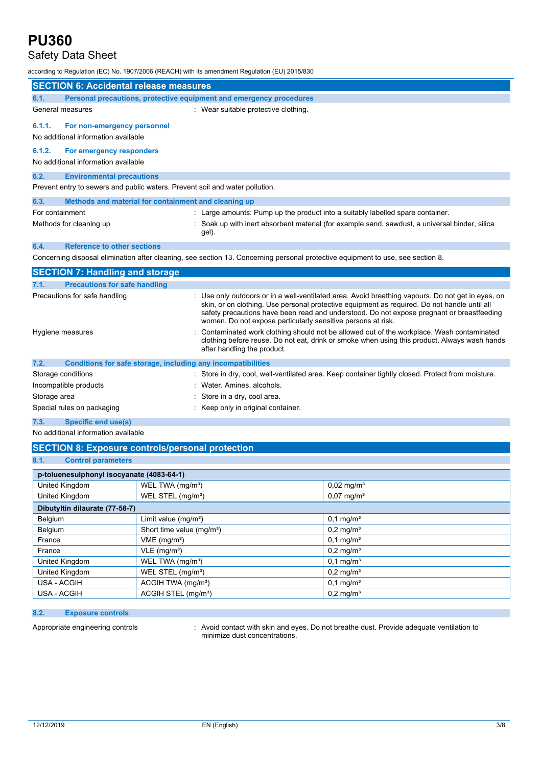## SECTION 6: Accidental release measures

### 6.1. Personal precautions, protective equipment and emergency procedures

General measures : Wear suitable protective clothing.

#### 6.1.1. For non-emergency personnel

No additional information available

#### 6.1.2. For emergency responders

No additional information available

### 6.2. Environmental precautions

Prevent entry to sewers and public waters. Prevent soil and water pollution.

### 6.3. Methods and material for containment and cleaning up

For containment : Large amounts: Pump up the product into a suitably labelled spare container.

Methods for cleaning up : Soak up with inert absorbent material (for example sand, sawdust, a universal binder, silica gel).

### 6.4. Reference to other sections

Concerning disposal elimination after cleaning, see section 13. Concerning personal protective equipment to use, see section 8.

## SECTION 7: Handling and storage

### 7.1. Precautions for safe handling

Precautions for safe handling : Use only outdoors or in a well-ventilated area. Avoid breathing vapours. Do not get in eyes, on skin, or on clothing. Use personal protective equipment as required. Do not handle until all safety precautions have been read and understood. Do not expose pregnant or breastfeeding women. Do not expose particularly sensitive persons at risk.

Hygiene measures : Contaminated work clothing should not be allowed out of the workplace. Wash contaminated clothing before reuse. Do not eat, drink or smoke when using this product. Always wash hands after handling the product.

### 7.2. Conditions for safe storage, including any incompatibilities

Storage conditions : Store in dry, cool, well-ventilated area. Keep container tightly closed. Protect from moisture.

Incompatible products : Water. Amines. alcohols.

Storage area : Store in a dry, cool area.

Special rules on packaging : Keep only in original container.

### 7.3. Specific end use(s)

No additional information available

## SECTION 8: Exposure controls/personal protection

### 8.1. Control parameters

| p-toluenesulphonyl isocyanate (4083-64-1) | | |
|---|---|---|
| United Kingdom | WEL TWA (mg/m³) | 0,02 mg/m³ |
| United Kingdom | WEL STEL (mg/m³) | 0,07 mg/m³ |

| Dibutyltin dilaurate (77-58-7) | | |
|---|---|---|
| Belgium | Limit value (mg/m³) | 0,1 mg/m³ |
| Belgium | Short time value (mg/m³) | 0,2 mg/m³ |
| France | VME (mg/m³) | 0,1 mg/m³ |
| France | VLE (mg/m³) | 0,2 mg/m³ |
| United Kingdom | WEL TWA (mg/m³) | 0,1 mg/m³ |
| United Kingdom | WEL STEL (mg/m³) | 0,2 mg/m³ |
| USA - ACGIH | ACGIH TWA (mg/m³) | 0,1 mg/m³ |
| USA - ACGIH | ACGIH STEL (mg/m³) | 0,2 mg/m³ |

### 8.2. Exposure controls

Appropriate engineering controls : Avoid contact with skin and eyes. Do not breathe dust. Provide adequate ventilation to minimize dust concentrations.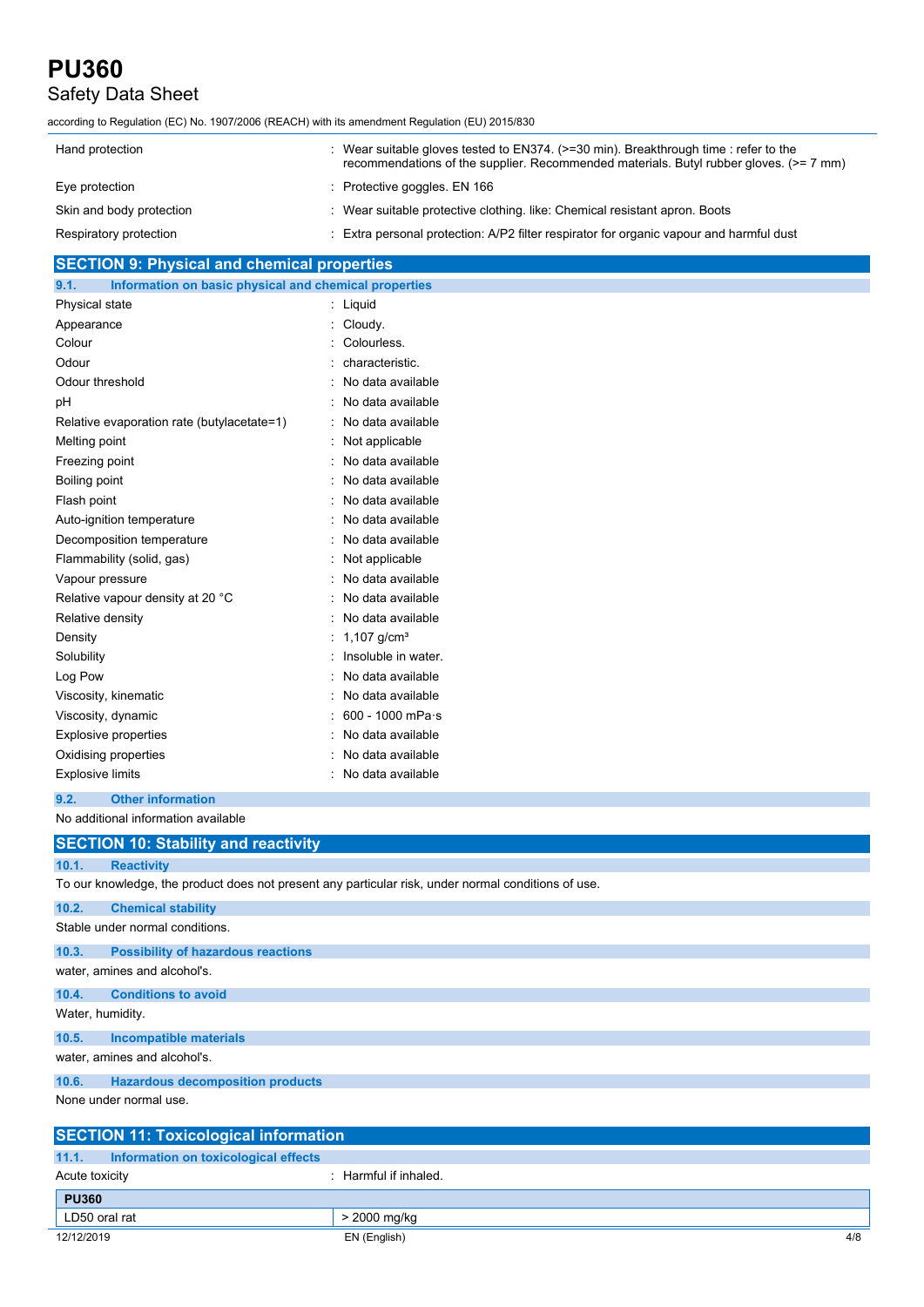| | |
|---|---|
| Hand protection | : Wear suitable gloves tested to EN374. (>=30 min). Breakthrough time : refer to the recommendations of the supplier. Recommended materials. Butyl rubber gloves. (>= 7 mm) |
| Eye protection | : Protective goggles. EN 166 |
| Skin and body protection | : Wear suitable protective clothing. like: Chemical resistant apron. Boots |
| Respiratory protection | : Extra personal protection: A/P2 filter respirator for organic vapour and harmful dust |

## SECTION 9: Physical and chemical properties

### 9.1. Information on basic physical and chemical properties

| | |
|---|---|
| Physical state | : Liquid |
| Appearance | : Cloudy. |
| Colour | : Colourless. |
| Odour | : characteristic. |
| Odour threshold | : No data available |
| pH | : No data available |
| Relative evaporation rate (butylacetate=1) | : No data available |
| Melting point | : Not applicable |
| Freezing point | : No data available |
| Boiling point | : No data available |
| Flash point | : No data available |
| Auto-ignition temperature | : No data available |
| Decomposition temperature | : No data available |
| Flammability (solid, gas) | : Not applicable |
| Vapour pressure | : No data available |
| Relative vapour density at 20 °C | : No data available |
| Relative density | : No data available |
| Density | : 1,107 g/cm³ |
| Solubility | : Insoluble in water. |
| Log Pow | : No data available |
| Viscosity, kinematic | : No data available |
| Viscosity, dynamic | : 600 - 1000 mPa·s |
| Explosive properties | : No data available |
| Oxidising properties | : No data available |
| Explosive limits | : No data available |

### 9.2. Other information

No additional information available

## SECTION 10: Stability and reactivity

### 10.1. Reactivity

To our knowledge, the product does not present any particular risk, under normal conditions of use.

### 10.2. Chemical stability

Stable under normal conditions.

### 10.3. Possibility of hazardous reactions

water, amines and alcohol's.

### 10.4. Conditions to avoid

Water, humidity.

### 10.5. Incompatible materials

water, amines and alcohol's.

### 10.6. Hazardous decomposition products

None under normal use.

## SECTION 11: Toxicological information

### 11.1. Information on toxicological effects

Acute toxicity : Harmful if inhaled.

| **PU360** | |
|---|---|
| LD50 oral rat | > 2000 mg/kg |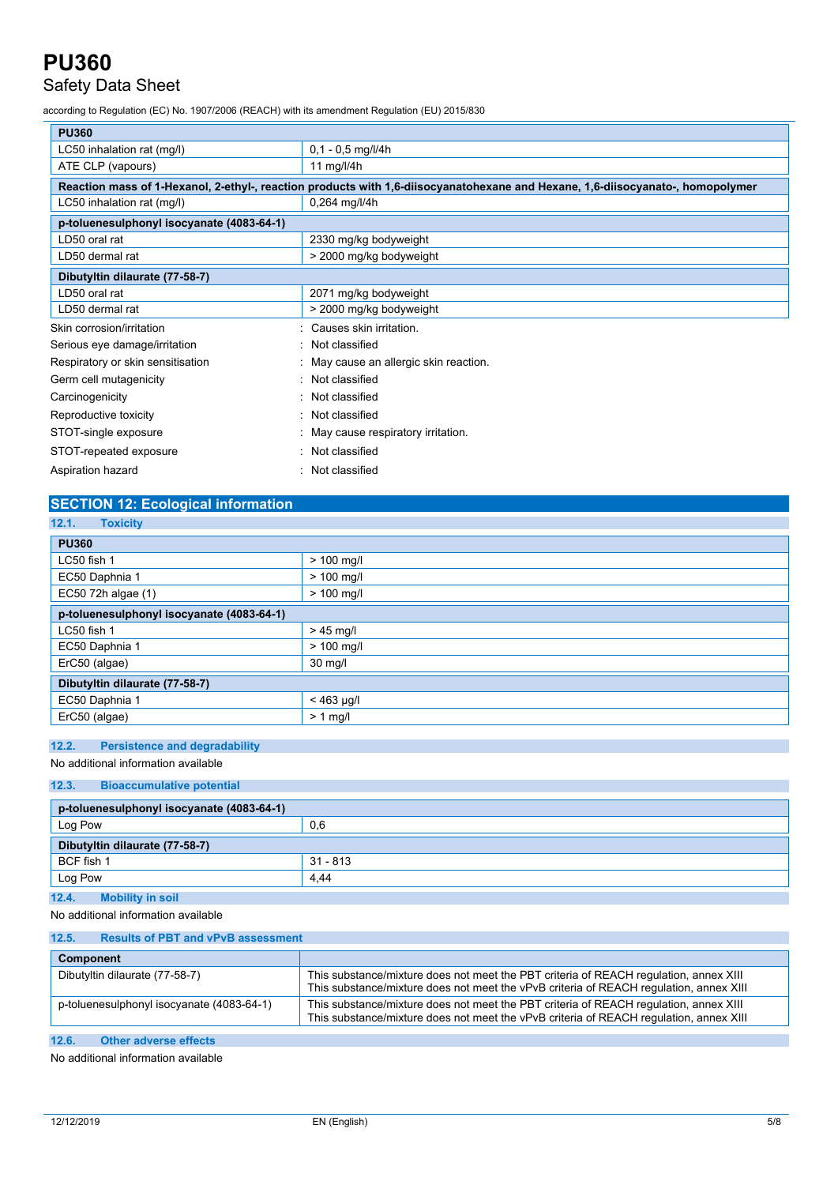| PU360 | |
|---|---|
| LC50 inhalation rat (mg/l) | 0,1 - 0,5 mg/l/4h |
| ATE CLP (vapours) | 11 mg/l/4h |
| **Reaction mass of 1-Hexanol, 2-ethyl-, reaction products with 1,6-diisocyanatohexane and Hexane, 1,6-diisocyanato-, homopolymer** | |
| LC50 inhalation rat (mg/l) | 0,264 mg/l/4h |
| **p-toluenesulphonyl isocyanate (4083-64-1)** | |
| LD50 oral rat | 2330 mg/kg bodyweight |
| LD50 dermal rat | > 2000 mg/kg bodyweight |
| **Dibutyltin dilaurate (77-58-7)** | |
| LD50 oral rat | 2071 mg/kg bodyweight |
| LD50 dermal rat | > 2000 mg/kg bodyweight |

Skin corrosion/irritation : Causes skin irritation.

Serious eye damage/irritation : Not classified

Respiratory or skin sensitisation : May cause an allergic skin reaction.

Germ cell mutagenicity : Not classified

Carcinogenicity : Not classified

Reproductive toxicity : Not classified

STOT-single exposure : May cause respiratory irritation.

STOT-repeated exposure : Not classified

Aspiration hazard : Not classified

## SECTION 12: Ecological information

### 12.1. Toxicity

| PU360 | |
|---|---|
| LC50 fish 1 | > 100 mg/l |
| EC50 Daphnia 1 | > 100 mg/l |
| EC50 72h algae (1) | > 100 mg/l |
| **p-toluenesulphonyl isocyanate (4083-64-1)** | |
| LC50 fish 1 | > 45 mg/l |
| EC50 Daphnia 1 | > 100 mg/l |
| ErC50 (algae) | 30 mg/l |
| **Dibutyltin dilaurate (77-58-7)** | |
| EC50 Daphnia 1 | < 463 µg/l |
| ErC50 (algae) | > 1 mg/l |

### 12.2. Persistence and degradability

No additional information available

### 12.3. Bioaccumulative potential

| p-toluenesulphonyl isocyanate (4083-64-1) | |
|---|---|
| Log Pow | 0,6 |
| **Dibutyltin dilaurate (77-58-7)** | |
| BCF fish 1 | 31 - 813 |
| Log Pow | 4,44 |

### 12.4. Mobility in soil

No additional information available

### 12.5. Results of PBT and vPvB assessment

| Component | |
|---|---|
| Dibutyltin dilaurate (77-58-7) | This substance/mixture does not meet the PBT criteria of REACH regulation, annex XIII<br>This substance/mixture does not meet the vPvB criteria of REACH regulation, annex XIII |
| p-toluenesulphonyl isocyanate (4083-64-1) | This substance/mixture does not meet the PBT criteria of REACH regulation, annex XIII<br>This substance/mixture does not meet the vPvB criteria of REACH regulation, annex XIII |

### 12.6. Other adverse effects

No additional information available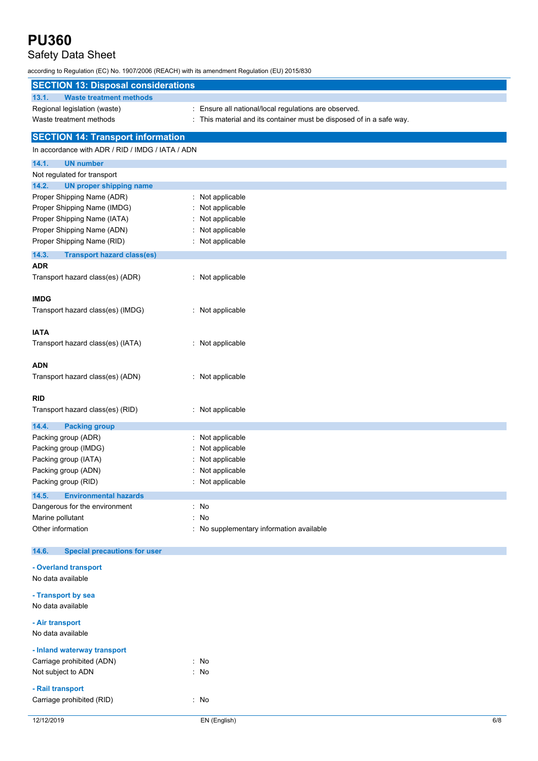## SECTION 13: Disposal considerations

### 13.1. Waste treatment methods

Regional legislation (waste) : Ensure all national/local regulations are observed.

Waste treatment methods : This material and its container must be disposed of in a safe way.

## SECTION 14: Transport information

In accordance with ADR / RID / IMDG / IATA / ADN

### 14.1. UN number

Not regulated for transport

### 14.2. UN proper shipping name

Proper Shipping Name (ADR) : Not applicable

Proper Shipping Name (IMDG) : Not applicable

Proper Shipping Name (IATA) : Not applicable

Proper Shipping Name (ADN) : Not applicable

Proper Shipping Name (RID) : Not applicable

### 14.3. Transport hazard class(es)

**ADR**

Transport hazard class(es) (ADR) : Not applicable

**IMDG**

Transport hazard class(es) (IMDG) : Not applicable

**IATA**

Transport hazard class(es) (IATA) : Not applicable

**ADN**

Transport hazard class(es) (ADN) : Not applicable

**RID**

Transport hazard class(es) (RID) : Not applicable

### 14.4. Packing group

Packing group (ADR) : Not applicable

Packing group (IMDG) : Not applicable

Packing group (IATA) : Not applicable

Packing group (ADN) : Not applicable

Packing group (RID) : Not applicable

### 14.5. Environmental hazards

Dangerous for the environment : No

Marine pollutant : No

Other information : No supplementary information available

### 14.6. Special precautions for user

**- Overland transport**

No data available

**- Transport by sea**

No data available

**- Air transport**

No data available

**- Inland waterway transport**

Carriage prohibited (ADN) : No

Not subject to ADN : No

**- Rail transport**

Carriage prohibited (RID) : No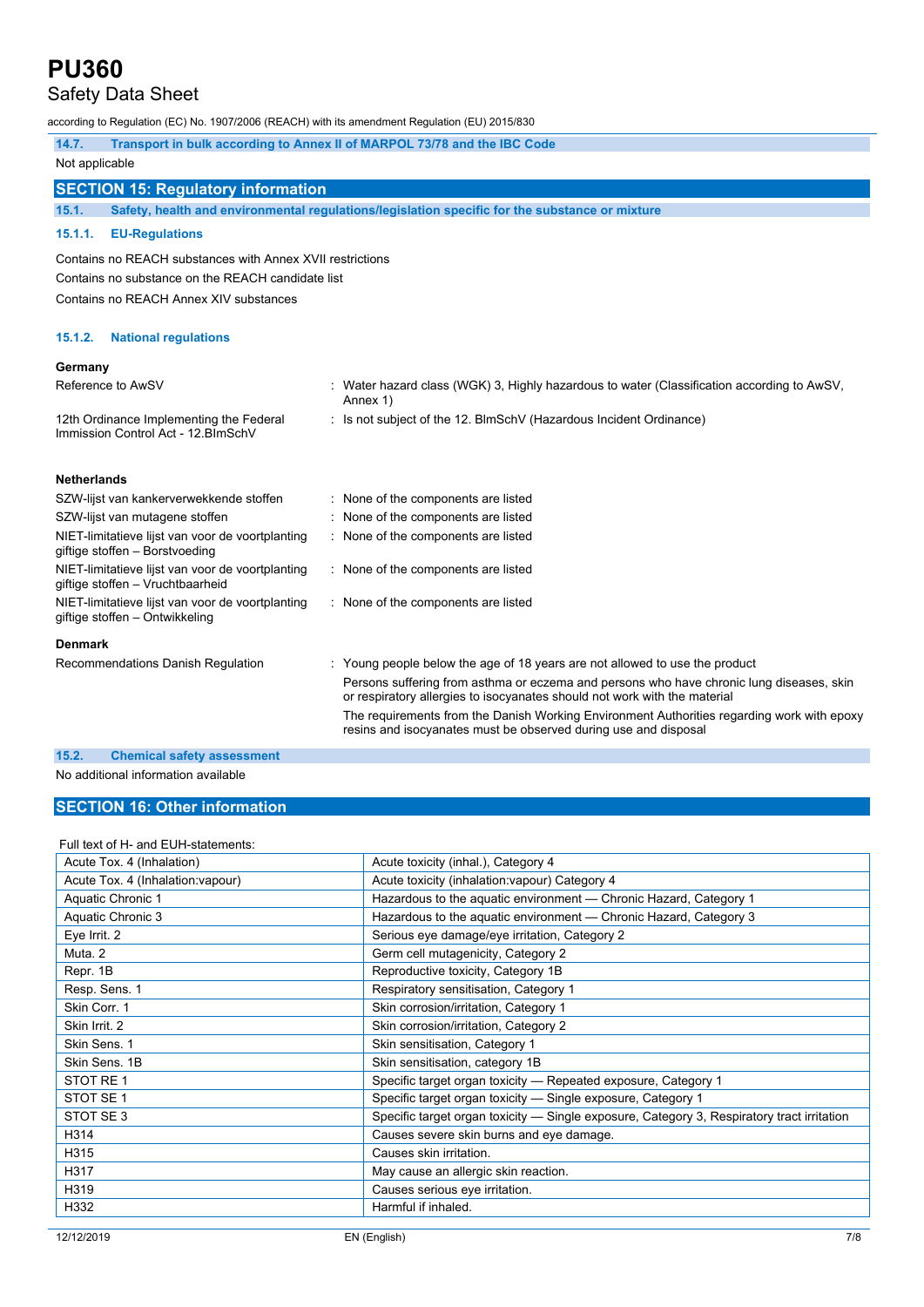### 14.7. Transport in bulk according to Annex II of MARPOL 73/78 and the IBC Code

Not applicable

## SECTION 15: Regulatory information

### 15.1. Safety, health and environmental regulations/legislation specific for the substance or mixture

#### 15.1.1. EU-Regulations

Contains no REACH substances with Annex XVII restrictions

Contains no substance on the REACH candidate list

Contains no REACH Annex XIV substances

#### 15.1.2. National regulations

**Germany**

| | |
|---|---|
| Reference to AwSV | : Water hazard class (WGK) 3, Highly hazardous to water (Classification according to AwSV, Annex 1) |
| 12th Ordinance Implementing the Federal Immission Control Act - 12.BImSchV | : Is not subject of the 12. BlmSchV (Hazardous Incident Ordinance) |

**Netherlands**

| | |
|---|---|
| SZW-lijst van kankerverwekkende stoffen | : None of the components are listed |
| SZW-lijst van mutagene stoffen | : None of the components are listed |
| NIET-limitatieve lijst van voor de voortplanting giftige stoffen – Borstvoeding | : None of the components are listed |
| NIET-limitatieve lijst van voor de voortplanting giftige stoffen – Vruchtbaarheid | : None of the components are listed |
| NIET-limitatieve lijst van voor de voortplanting giftige stoffen – Ontwikkeling | : None of the components are listed |

**Denmark**

| | |
|---|---|
| Recommendations Danish Regulation | : Young people below the age of 18 years are not allowed to use the product<br>Persons suffering from asthma or eczema and persons who have chronic lung diseases, skin or respiratory allergies to isocyanates should not work with the material<br>The requirements from the Danish Working Environment Authorities regarding work with epoxy resins and isocyanates must be observed during use and disposal |

### 15.2. Chemical safety assessment

No additional information available

## SECTION 16: Other information

Full text of H- and EUH-statements:

| | |
|---|---|
| Acute Tox. 4 (Inhalation) | Acute toxicity (inhal.), Category 4 |
| Acute Tox. 4 (Inhalation:vapour) | Acute toxicity (inhalation:vapour) Category 4 |
| Aquatic Chronic 1 | Hazardous to the aquatic environment — Chronic Hazard, Category 1 |
| Aquatic Chronic 3 | Hazardous to the aquatic environment — Chronic Hazard, Category 3 |
| Eye Irrit. 2 | Serious eye damage/eye irritation, Category 2 |
| Muta. 2 | Germ cell mutagenicity, Category 2 |
| Repr. 1B | Reproductive toxicity, Category 1B |
| Resp. Sens. 1 | Respiratory sensitisation, Category 1 |
| Skin Corr. 1 | Skin corrosion/irritation, Category 1 |
| Skin Irrit. 2 | Skin corrosion/irritation, Category 2 |
| Skin Sens. 1 | Skin sensitisation, Category 1 |
| Skin Sens. 1B | Skin sensitisation, category 1B |
| STOT RE 1 | Specific target organ toxicity — Repeated exposure, Category 1 |
| STOT SE 1 | Specific target organ toxicity — Single exposure, Category 1 |
| STOT SE 3 | Specific target organ toxicity — Single exposure, Category 3, Respiratory tract irritation |
| H314 | Causes severe skin burns and eye damage. |
| H315 | Causes skin irritation. |
| H317 | May cause an allergic skin reaction. |
| H319 | Causes serious eye irritation. |
| H332 | Harmful if inhaled. |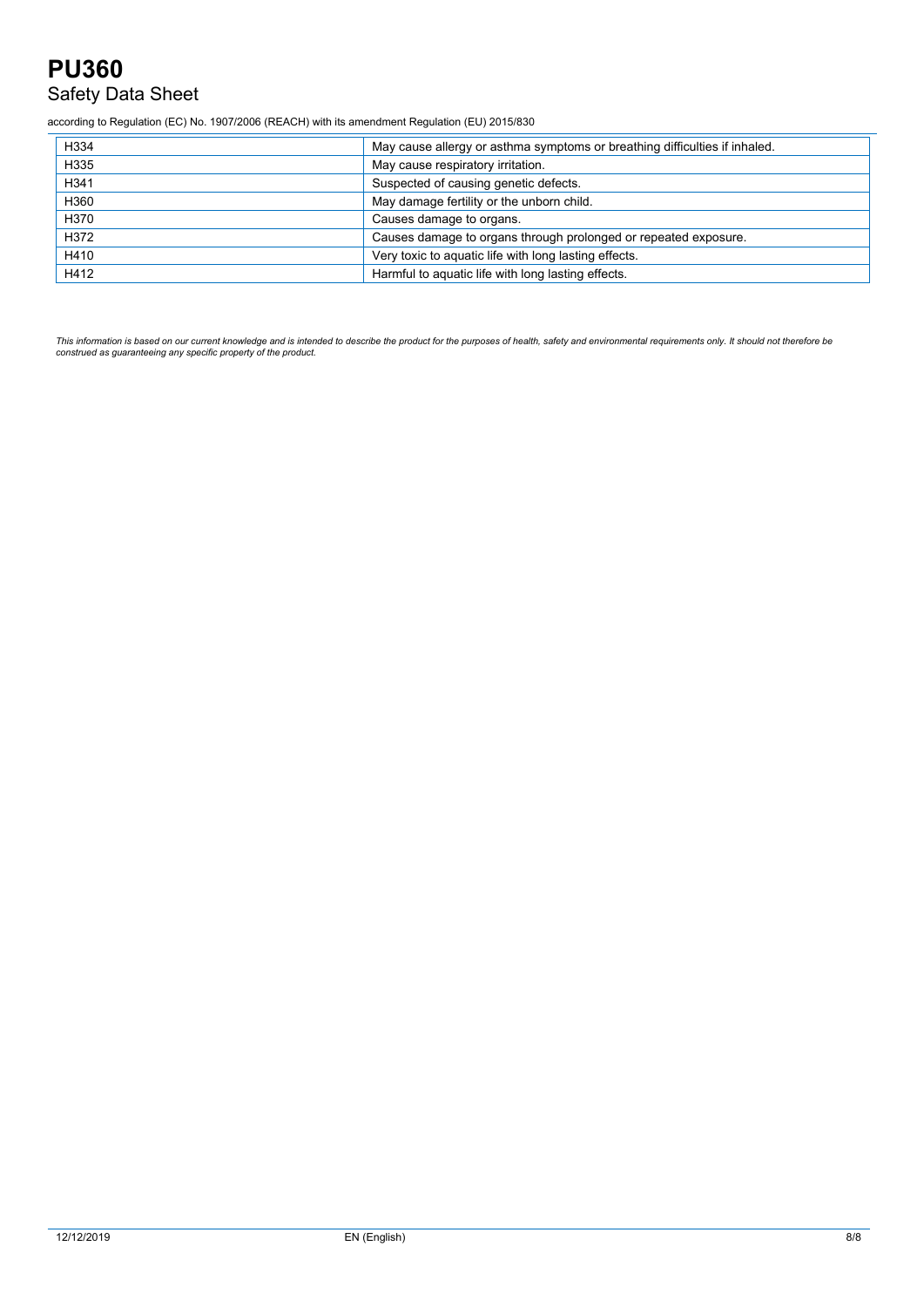| | |
|---|---|
| H334 | May cause allergy or asthma symptoms or breathing difficulties if inhaled. |
| H335 | May cause respiratory irritation. |
| H341 | Suspected of causing genetic defects. |
| H360 | May damage fertility or the unborn child. |
| H370 | Causes damage to organs. |
| H372 | Causes damage to organs through prolonged or repeated exposure. |
| H410 | Very toxic to aquatic life with long lasting effects. |
| H412 | Harmful to aquatic life with long lasting effects. |

*This information is based on our current knowledge and is intended to describe the product for the purposes of health, safety and environmental requirements only. It should not therefore be construed as guaranteeing any specific property of the product.*